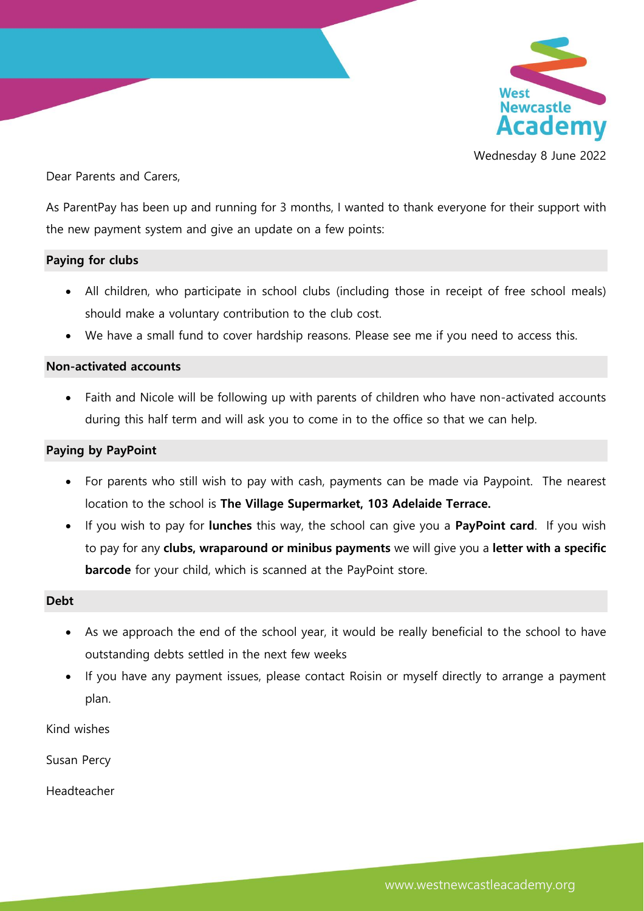West Newcastle Academy

Wednesday 8 June 2022

Dear Parents and Carers,

As ParentPay has been up and running for 3 months, I wanted to thank everyone for their support with the new payment system and give an update on a few points:

### Paying for clubs

- All children, who participate in school clubs (including those in receipt of free school meals) should make a voluntary contribution to the club cost.
- We have a small fund to cover hardship reasons. Please see me if you need to access this.

### Non-activated accounts

- Faith and Nicole will be following up with parents of children who have non-activated accounts during this half term and will ask you to come in to the office so that we can help.

### Paying by PayPoint

- For parents who still wish to pay with cash, payments can be made via Paypoint. The nearest location to the school is **The Village Supermarket, 103 Adelaide Terrace.**
- If you wish to pay for **lunches** this way, the school can give you a **PayPoint card**. If you wish to pay for any **clubs, wraparound or minibus payments** we will give you a **letter with a specific barcode** for your child, which is scanned at the PayPoint store.

### Debt

- As we approach the end of the school year, it would be really beneficial to the school to have outstanding debts settled in the next few weeks
- If you have any payment issues, please contact Roisin or myself directly to arrange a payment plan.

Kind wishes

Susan Percy

Headteacher

www.westnewcastleacademy.org